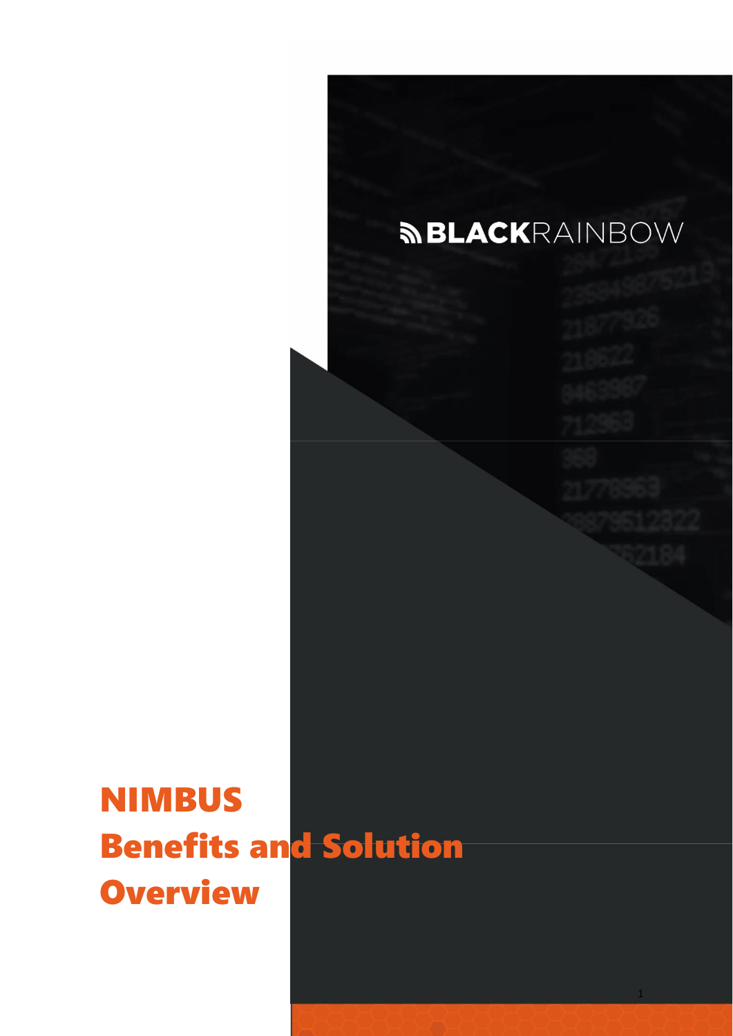BLACKRAINBOW

# NIMBUS
# Benefits and Solution Overview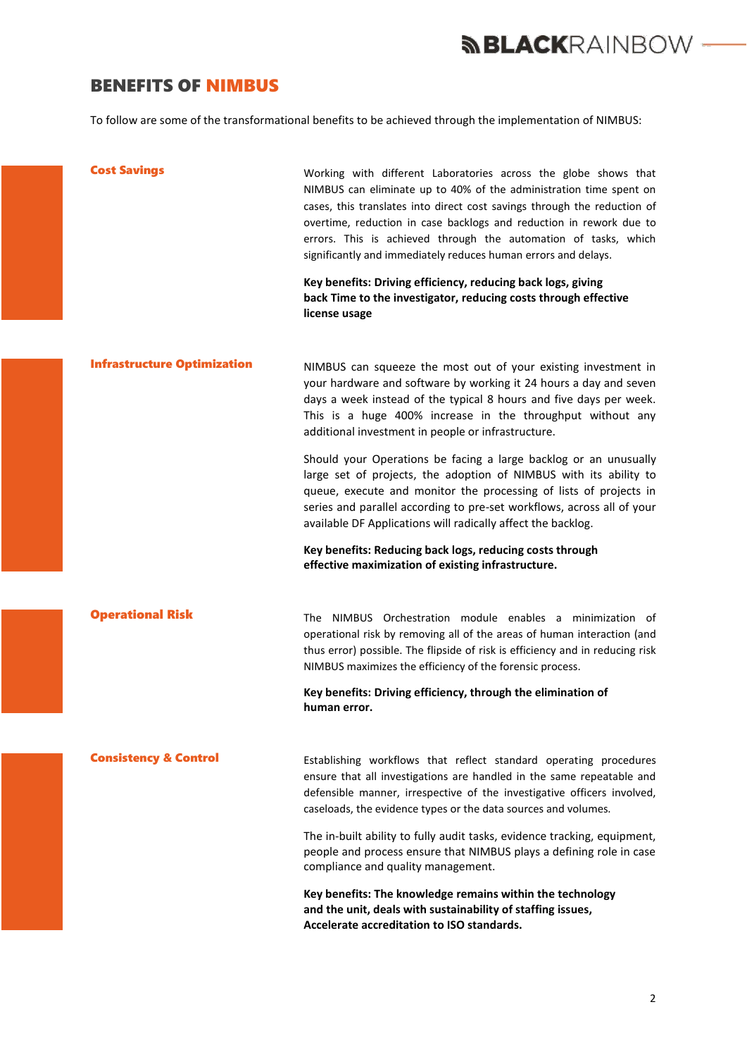# BENEFITS OF NIMBUS

To follow are some of the transformational benefits to be achieved through the implementation of NIMBUS:

## Cost Savings

Working with different Laboratories across the globe shows that NIMBUS can eliminate up to 40% of the administration time spent on cases, this translates into direct cost savings through the reduction of overtime, reduction in case backlogs and reduction in rework due to errors. This is achieved through the automation of tasks, which significantly and immediately reduces human errors and delays.

**Key benefits: Driving efficiency, reducing back logs, giving back Time to the investigator, reducing costs through effective license usage**

## Infrastructure Optimization

NIMBUS can squeeze the most out of your existing investment in your hardware and software by working it 24 hours a day and seven days a week instead of the typical 8 hours and five days per week. This is a huge 400% increase in the throughput without any additional investment in people or infrastructure.

Should your Operations be facing a large backlog or an unusually large set of projects, the adoption of NIMBUS with its ability to queue, execute and monitor the processing of lists of projects in series and parallel according to pre-set workflows, across all of your available DF Applications will radically affect the backlog.

**Key benefits: Reducing back logs, reducing costs through effective maximization of existing infrastructure.**

## Operational Risk

The NIMBUS Orchestration module enables a minimization of operational risk by removing all of the areas of human interaction (and thus error) possible. The flipside of risk is efficiency and in reducing risk NIMBUS maximizes the efficiency of the forensic process.

**Key benefits: Driving efficiency, through the elimination of human error.**

## Consistency & Control

Establishing workflows that reflect standard operating procedures ensure that all investigations are handled in the same repeatable and defensible manner, irrespective of the investigative officers involved, caseloads, the evidence types or the data sources and volumes.

The in-built ability to fully audit tasks, evidence tracking, equipment, people and process ensure that NIMBUS plays a defining role in case compliance and quality management.

**Key benefits: The knowledge remains within the technology and the unit, deals with sustainability of staffing issues, Accelerate accreditation to ISO standards.**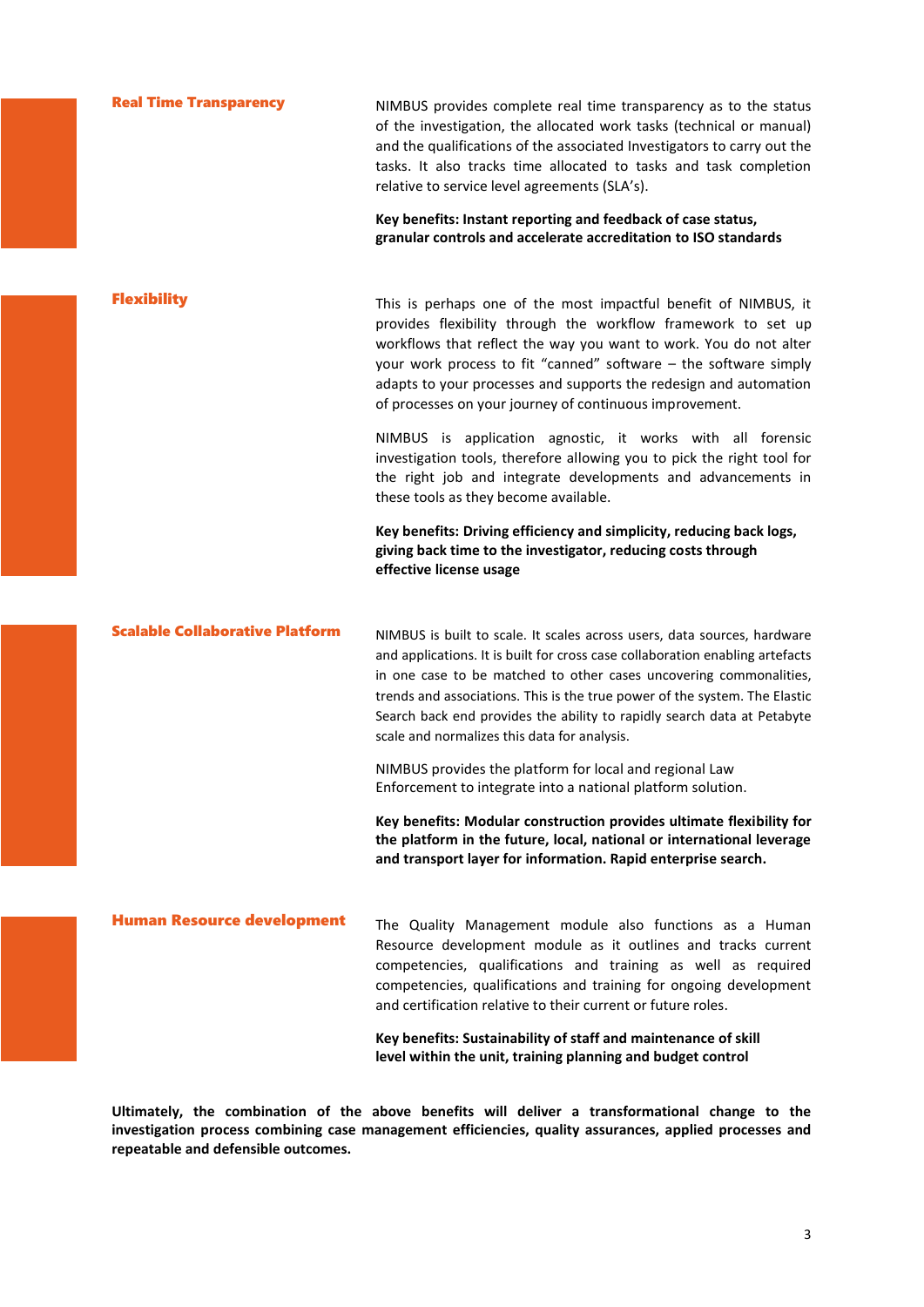## Real Time Transparency

NIMBUS provides complete real time transparency as to the status of the investigation, the allocated work tasks (technical or manual) and the qualifications of the associated Investigators to carry out the tasks. It also tracks time allocated to tasks and task completion relative to service level agreements (SLA's).

**Key benefits: Instant reporting and feedback of case status, granular controls and accelerate accreditation to ISO standards**

## Flexibility

This is perhaps one of the most impactful benefit of NIMBUS, it provides flexibility through the workflow framework to set up workflows that reflect the way you want to work. You do not alter your work process to fit "canned" software – the software simply adapts to your processes and supports the redesign and automation of processes on your journey of continuous improvement.

NIMBUS is application agnostic, it works with all forensic investigation tools, therefore allowing you to pick the right tool for the right job and integrate developments and advancements in these tools as they become available.

**Key benefits: Driving efficiency and simplicity, reducing back logs, giving back time to the investigator, reducing costs through effective license usage**

## Scalable Collaborative Platform

NIMBUS is built to scale. It scales across users, data sources, hardware and applications. It is built for cross case collaboration enabling artefacts in one case to be matched to other cases uncovering commonalities, trends and associations. This is the true power of the system. The Elastic Search back end provides the ability to rapidly search data at Petabyte scale and normalizes this data for analysis.

NIMBUS provides the platform for local and regional Law Enforcement to integrate into a national platform solution.

**Key benefits: Modular construction provides ultimate flexibility for the platform in the future, local, national or international leverage and transport layer for information. Rapid enterprise search.**

## Human Resource development

The Quality Management module also functions as a Human Resource development module as it outlines and tracks current competencies, qualifications and training as well as required competencies, qualifications and training for ongoing development and certification relative to their current or future roles.

**Key benefits: Sustainability of staff and maintenance of skill level within the unit, training planning and budget control**

**Ultimately, the combination of the above benefits will deliver a transformational change to the investigation process combining case management efficiencies, quality assurances, applied processes and repeatable and defensible outcomes.**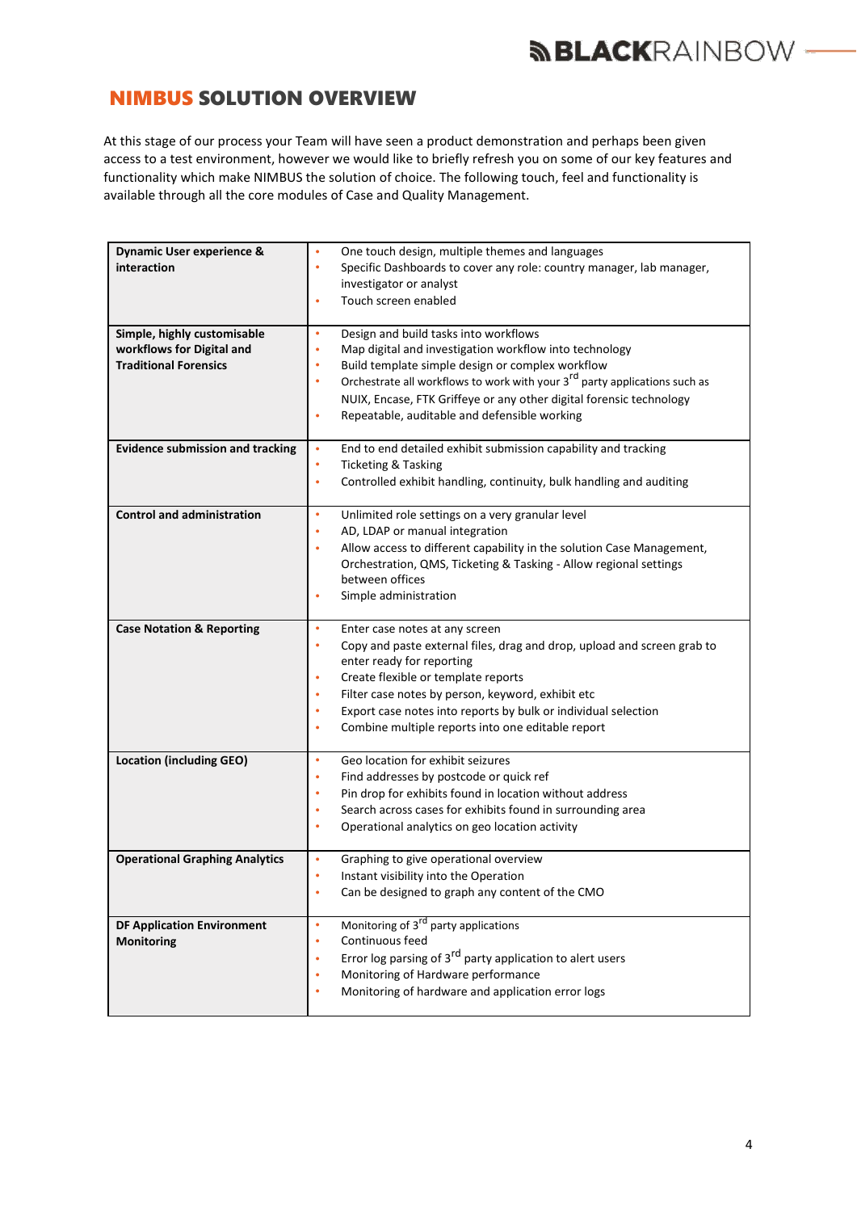## NIMBUS SOLUTION OVERVIEW

At this stage of our process your Team will have seen a product demonstration and perhaps been given access to a test environment, however we would like to briefly refresh you on some of our key features and functionality which make NIMBUS the solution of choice. The following touch, feel and functionality is available through all the core modules of Case and Quality Management.

| | |
|---|---|
| **Dynamic User experience & interaction** | • One touch design, multiple themes and languages<br>• Specific Dashboards to cover any role: country manager, lab manager, investigator or analyst<br>• Touch screen enabled |
| **Simple, highly customisable workflows for Digital and Traditional Forensics** | • Design and build tasks into workflows<br>• Map digital and investigation workflow into technology<br>• Build template simple design or complex workflow<br>• Orchestrate all workflows to work with your 3rd party applications such as NUIX, Encase, FTK Griffeye or any other digital forensic technology<br>• Repeatable, auditable and defensible working |
| **Evidence submission and tracking** | • End to end detailed exhibit submission capability and tracking<br>• Ticketing & Tasking<br>• Controlled exhibit handling, continuity, bulk handling and auditing |
| **Control and administration** | • Unlimited role settings on a very granular level<br>• AD, LDAP or manual integration<br>• Allow access to different capability in the solution Case Management, Orchestration, QMS, Ticketing & Tasking - Allow regional settings between offices<br>• Simple administration |
| **Case Notation & Reporting** | • Enter case notes at any screen<br>• Copy and paste external files, drag and drop, upload and screen grab to enter ready for reporting<br>• Create flexible or template reports<br>• Filter case notes by person, keyword, exhibit etc<br>• Export case notes into reports by bulk or individual selection<br>• Combine multiple reports into one editable report |
| **Location (including GEO)** | • Geo location for exhibit seizures<br>• Find addresses by postcode or quick ref<br>• Pin drop for exhibits found in location without address<br>• Search across cases for exhibits found in surrounding area<br>• Operational analytics on geo location activity |
| **Operational Graphing Analytics** | • Graphing to give operational overview<br>• Instant visibility into the Operation<br>• Can be designed to graph any content of the CMO |
| **DF Application Environment Monitoring** | • Monitoring of 3rd party applications<br>• Continuous feed<br>• Error log parsing of 3rd party application to alert users<br>• Monitoring of Hardware performance<br>• Monitoring of hardware and application error logs |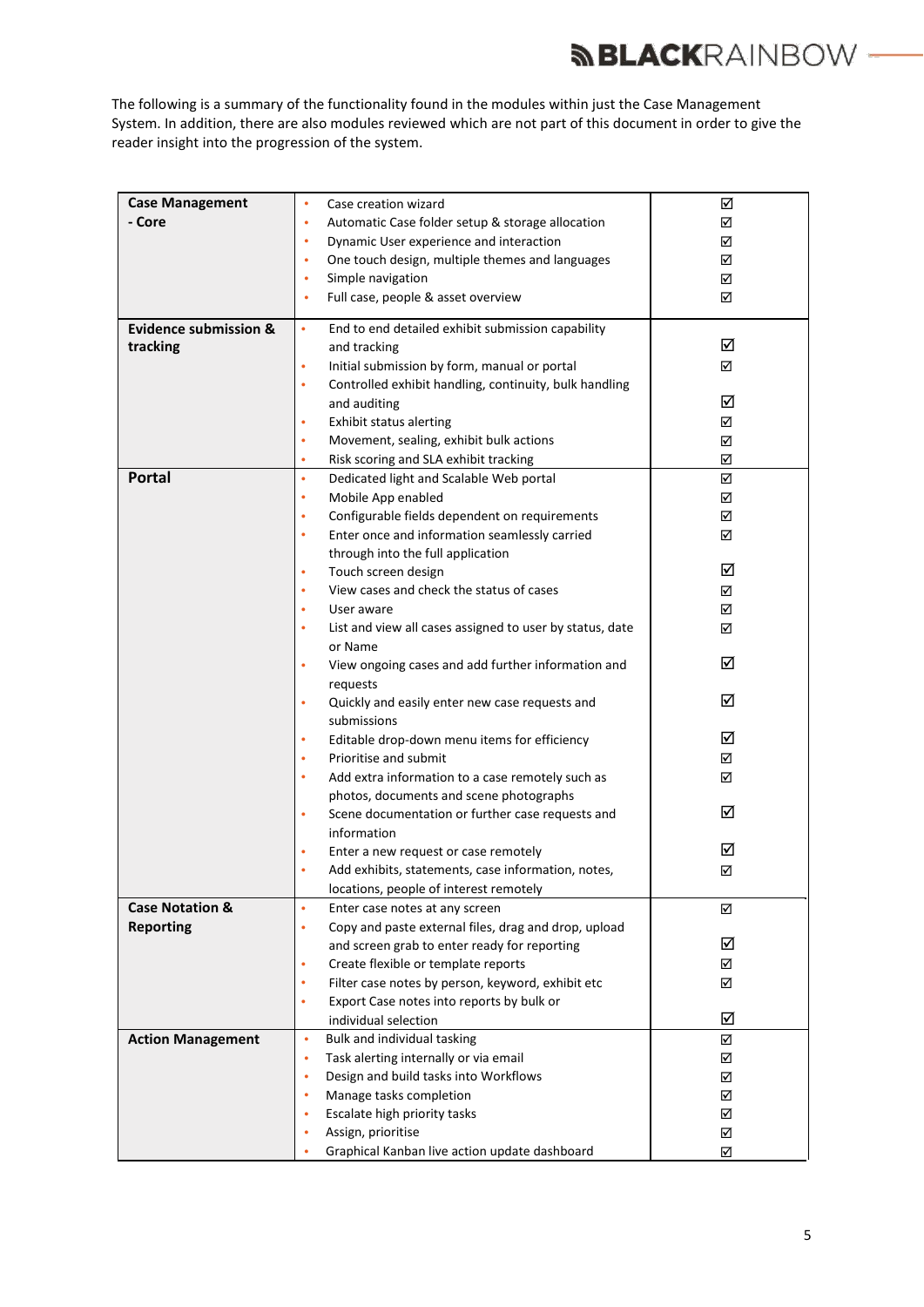The following is a summary of the functionality found in the modules within just the Case Management System. In addition, there are also modules reviewed which are not part of this document in order to give the reader insight into the progression of the system.

| Module | Functionality | |
|---|---|---|
| **Case Management - Core** | • Case creation wizard<br>• Automatic Case folder setup & storage allocation<br>• Dynamic User experience and interaction<br>• One touch design, multiple themes and languages<br>• Simple navigation<br>• Full case, people & asset overview | ☑<br>☑<br>☑<br>☑<br>☑<br>☑ |
| **Evidence submission & tracking** | • End to end detailed exhibit submission capability and tracking<br>• Initial submission by form, manual or portal<br>• Controlled exhibit handling, continuity, bulk handling and auditing<br>• Exhibit status alerting<br>• Movement, sealing, exhibit bulk actions<br>• Risk scoring and SLA exhibit tracking | ☑<br>☑<br>☑<br>☑<br>☑<br>☑ |
| **Portal** | • Dedicated light and Scalable Web portal<br>• Mobile App enabled<br>• Configurable fields dependent on requirements<br>• Enter once and information seamlessly carried through into the full application<br>• Touch screen design<br>• View cases and check the status of cases<br>• User aware<br>• List and view all cases assigned to user by status, date or Name<br>• View ongoing cases and add further information and requests<br>• Quickly and easily enter new case requests and submissions<br>• Editable drop-down menu items for efficiency<br>• Prioritise and submit<br>• Add extra information to a case remotely such as photos, documents and scene photographs<br>• Scene documentation or further case requests and information<br>• Enter a new request or case remotely<br>• Add exhibits, statements, case information, notes, locations, people of interest remotely | ☑<br>☑<br>☑<br>☑<br>☑<br>☑<br>☑<br>☑<br>☑<br>☑<br>☑<br>☑<br>☑<br>☑<br>☑<br>☑ |
| **Case Notation & Reporting** | • Enter case notes at any screen<br>• Copy and paste external files, drag and drop, upload and screen grab to enter ready for reporting<br>• Create flexible or template reports<br>• Filter case notes by person, keyword, exhibit etc<br>• Export Case notes into reports by bulk or individual selection | ☑<br>☑<br>☑<br>☑<br>☑ |
| **Action Management** | • Bulk and individual tasking<br>• Task alerting internally or via email<br>• Design and build tasks into Workflows<br>• Manage tasks completion<br>• Escalate high priority tasks<br>• Assign, prioritise<br>• Graphical Kanban live action update dashboard | ☑<br>☑<br>☑<br>☑<br>☑<br>☑<br>☑ |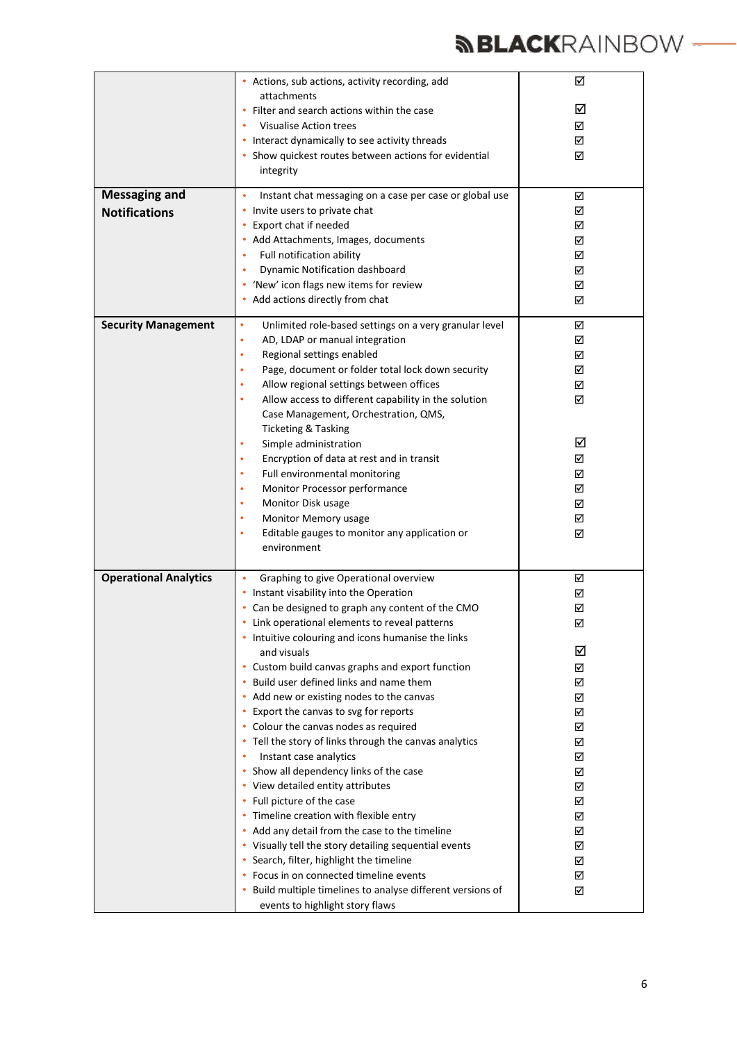| | | |
|---|---|---|
| | • Actions, sub actions, activity recording, add attachments<br>• Filter and search actions within the case<br>• Visualise Action trees<br>• Interact dynamically to see activity threads<br>• Show quickest routes between actions for evidential integrity | ☑<br>☑<br>☑<br>☑<br>☑ |
| **Messaging and Notifications** | • Instant chat messaging on a case per case or global use<br>• Invite users to private chat<br>• Export chat if needed<br>• Add Attachments, Images, documents<br>• Full notification ability<br>• Dynamic Notification dashboard<br>• 'New' icon flags new items for review<br>• Add actions directly from chat | ☑<br>☑<br>☑<br>☑<br>☑<br>☑<br>☑<br>☑ |
| **Security Management** | • Unlimited role-based settings on a very granular level<br>• AD, LDAP or manual integration<br>• Regional settings enabled<br>• Page, document or folder total lock down security<br>• Allow regional settings between offices<br>• Allow access to different capability in the solution Case Management, Orchestration, QMS, Ticketing & Tasking<br>• Simple administration<br>• Encryption of data at rest and in transit<br>• Full environmental monitoring<br>• Monitor Processor performance<br>• Monitor Disk usage<br>• Monitor Memory usage<br>• Editable gauges to monitor any application or environment | ☑<br>☑<br>☑<br>☑<br>☑<br>☑<br>☑<br>☑<br>☑<br>☑<br>☑<br>☑<br>☑ |
| **Operational Analytics** | • Graphing to give Operational overview<br>• Instant visability into the Operation<br>• Can be designed to graph any content of the CMO<br>• Link operational elements to reveal patterns<br>• Intuitive colouring and icons humanise the links and visuals<br>• Custom build canvas graphs and export function<br>• Build user defined links and name them<br>• Add new or existing nodes to the canvas<br>• Export the canvas to svg for reports<br>• Colour the canvas nodes as required<br>• Tell the story of links through the canvas analytics<br>• Instant case analytics<br>• Show all dependency links of the case<br>• View detailed entity attributes<br>• Full picture of the case<br>• Timeline creation with flexible entry<br>• Add any detail from the case to the timeline<br>• Visually tell the story detailing sequential events<br>• Search, filter, highlight the timeline<br>• Focus in on connected timeline events<br>• Build multiple timelines to analyse different versions of events to highlight story flaws | ☑<br>☑<br>☑<br>☑<br>☑<br>☑<br>☑<br>☑<br>☑<br>☑<br>☑<br>☑<br>☑<br>☑<br>☑<br>☑<br>☑<br>☑<br>☑<br>☑<br>☑ |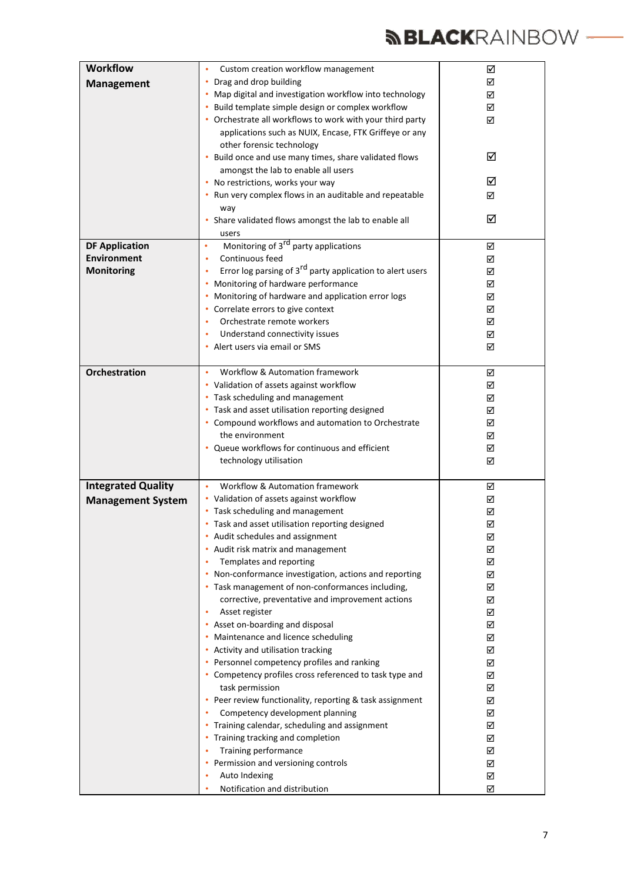| | | |
|---|---|---|
| **Workflow Management** | • Custom creation workflow management<br>• Drag and drop building<br>• Map digital and investigation workflow into technology<br>• Build template simple design or complex workflow<br>• Orchestrate all workflows to work with your third party applications such as NUIX, Encase, FTK Griffeye or any other forensic technology<br>• Build once and use many times, share validated flows amongst the lab to enable all users<br>• No restrictions, works your way<br>• Run very complex flows in an auditable and repeatable way<br>• Share validated flows amongst the lab to enable all users | ☑<br>☑<br>☑<br>☑<br>☑<br><br><br>☑<br><br>☑<br>☑<br><br>☑ |
| **DF Application Environment Monitoring** | • Monitoring of 3rd party applications<br>• Continuous feed<br>• Error log parsing of 3rd party application to alert users<br>• Monitoring of hardware performance<br>• Monitoring of hardware and application error logs<br>• Correlate errors to give context<br>• Orchestrate remote workers<br>• Understand connectivity issues<br>• Alert users via email or SMS | ☑<br>☑<br>☑<br>☑<br>☑<br>☑<br>☑<br>☑<br>☑ |
| **Orchestration** | • Workflow & Automation framework<br>• Validation of assets against workflow<br>• Task scheduling and management<br>• Task and asset utilisation reporting designed<br>• Compound workflows and automation to Orchestrate the environment<br>• Queue workflows for continuous and efficient technology utilisation | ☑<br>☑<br>☑<br>☑<br>☑<br>☑<br>☑<br>☑ |
| **Integrated Quality Management System** | • Workflow & Automation framework<br>• Validation of assets against workflow<br>• Task scheduling and management<br>• Task and asset utilisation reporting designed<br>• Audit schedules and assignment<br>• Audit risk matrix and management<br>• Templates and reporting<br>• Non-conformance investigation, actions and reporting<br>• Task management of non-conformances including, corrective, preventative and improvement actions<br>• Asset register<br>• Asset on-boarding and disposal<br>• Maintenance and licence scheduling<br>• Activity and utilisation tracking<br>• Personnel competency profiles and ranking<br>• Competency profiles cross referenced to task type and task permission<br>• Peer review functionality, reporting & task assignment<br>• Competency development planning<br>• Training calendar, scheduling and assignment<br>• Training tracking and completion<br>• Training performance<br>• Permission and versioning controls<br>• Auto Indexing<br>• Notification and distribution | ☑<br>☑<br>☑<br>☑<br>☑<br>☑<br>☑<br>☑<br>☑<br>☑<br>☑<br>☑<br>☑<br>☑<br>☑<br>☑<br>☑<br>☑<br>☑<br>☑<br>☑<br>☑<br>☑<br>☑<br>☑<br>☑ |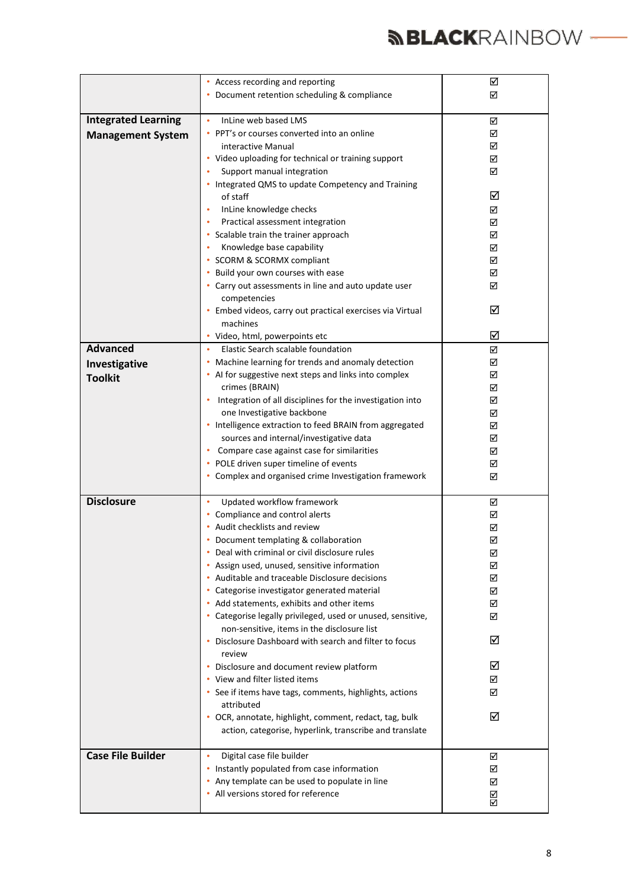| | | |
|---|---|---|
| | • Access recording and reporting<br>• Document retention scheduling & compliance | ☑<br>☑ |
| **Integrated Learning Management System** | • InLine web based LMS<br>• PPT's or courses converted into an online interactive Manual<br>• Video uploading for technical or training support<br>• Support manual integration<br>• Integrated QMS to update Competency and Training of staff<br>• InLine knowledge checks<br>• Practical assessment integration<br>• Scalable train the trainer approach<br>• Knowledge base capability<br>• SCORM & SCORMX compliant<br>• Build your own courses with ease<br>• Carry out assessments in line and auto update user competencies<br>• Embed videos, carry out practical exercises via Virtual machines<br>• Video, html, powerpoints etc | ☑<br>☑<br>☑<br>☑<br>☑<br>☑<br>☑<br>☑<br>☑<br>☑<br>☑<br>☑<br>☑<br>☑<br>☑<br>☑ |
| **Advanced Investigative Toolkit** | • Elastic Search scalable foundation<br>• Machine learning for trends and anomaly detection<br>• AI for suggestive next steps and links into complex crimes (BRAIN)<br>• Integration of all disciplines for the investigation into one Investigative backbone<br>• Intelligence extraction to feed BRAIN from aggregated sources and internal/investigative data<br>• Compare case against case for similarities<br>• POLE driven super timeline of events<br>• Complex and organised crime Investigation framework | ☑<br>☑<br>☑<br>☑<br>☑<br>☑<br>☑<br>☑<br>☑<br>☑<br>☑ |
| **Disclosure** | • Updated workflow framework<br>• Compliance and control alerts<br>• Audit checklists and review<br>• Document templating & collaboration<br>• Deal with criminal or civil disclosure rules<br>• Assign used, unused, sensitive information<br>• Auditable and traceable Disclosure decisions<br>• Categorise investigator generated material<br>• Add statements, exhibits and other items<br>• Categorise legally privileged, used or unused, sensitive, non-sensitive, items in the disclosure list<br>• Disclosure Dashboard with search and filter to focus review<br>• Disclosure and document review platform<br>• View and filter listed items<br>• See if items have tags, comments, highlights, actions attributed<br>• OCR, annotate, highlight, comment, redact, tag, bulk action, categorise, hyperlink, transcribe and translate | ☑<br>☑<br>☑<br>☑<br>☑<br>☑<br>☑<br>☑<br>☑<br>☑<br>☑<br>☑<br>☑<br>☑<br>☑ |
| **Case File Builder** | • Digital case file builder<br>• Instantly populated from case information<br>• Any template can be used to populate in line<br>• All versions stored for reference | ☑<br>☑<br>☑<br>☑<br>☑ |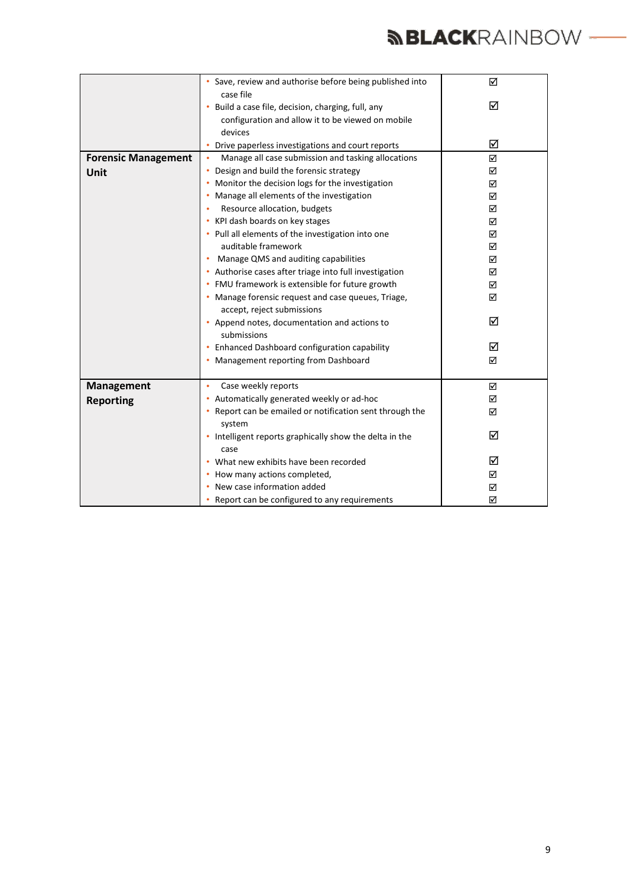| | | |
|---|---|---|
| | • Save, review and authorise before being published into case file<br>• Build a case file, decision, charging, full, any configuration and allow it to be viewed on mobile devices<br>• Drive paperless investigations and court reports | ☑<br>☑<br>☑ |
| **Forensic Management Unit** | • Manage all case submission and tasking allocations<br>• Design and build the forensic strategy<br>• Monitor the decision logs for the investigation<br>• Manage all elements of the investigation<br>• Resource allocation, budgets<br>• KPI dash boards on key stages<br>• Pull all elements of the investigation into one auditable framework<br>• Manage QMS and auditing capabilities<br>• Authorise cases after triage into full investigation<br>• FMU framework is extensible for future growth<br>• Manage forensic request and case queues, Triage, accept, reject submissions<br>• Append notes, documentation and actions to submissions<br>• Enhanced Dashboard configuration capability<br>• Management reporting from Dashboard | ☑<br>☑<br>☑<br>☑<br>☑<br>☑<br>☑<br>☑<br>☑<br>☑<br>☑<br>☑<br>☑<br>☑<br>☑<br>☑ |
| **Management Reporting** | • Case weekly reports<br>• Automatically generated weekly or ad-hoc<br>• Report can be emailed or notification sent through the system<br>• Intelligent reports graphically show the delta in the case<br>• What new exhibits have been recorded<br>• How many actions completed,<br>• New case information added<br>• Report can be configured to any requirements | ☑<br>☑<br>☑<br>☑<br>☑<br>☑<br>☑<br>☑ |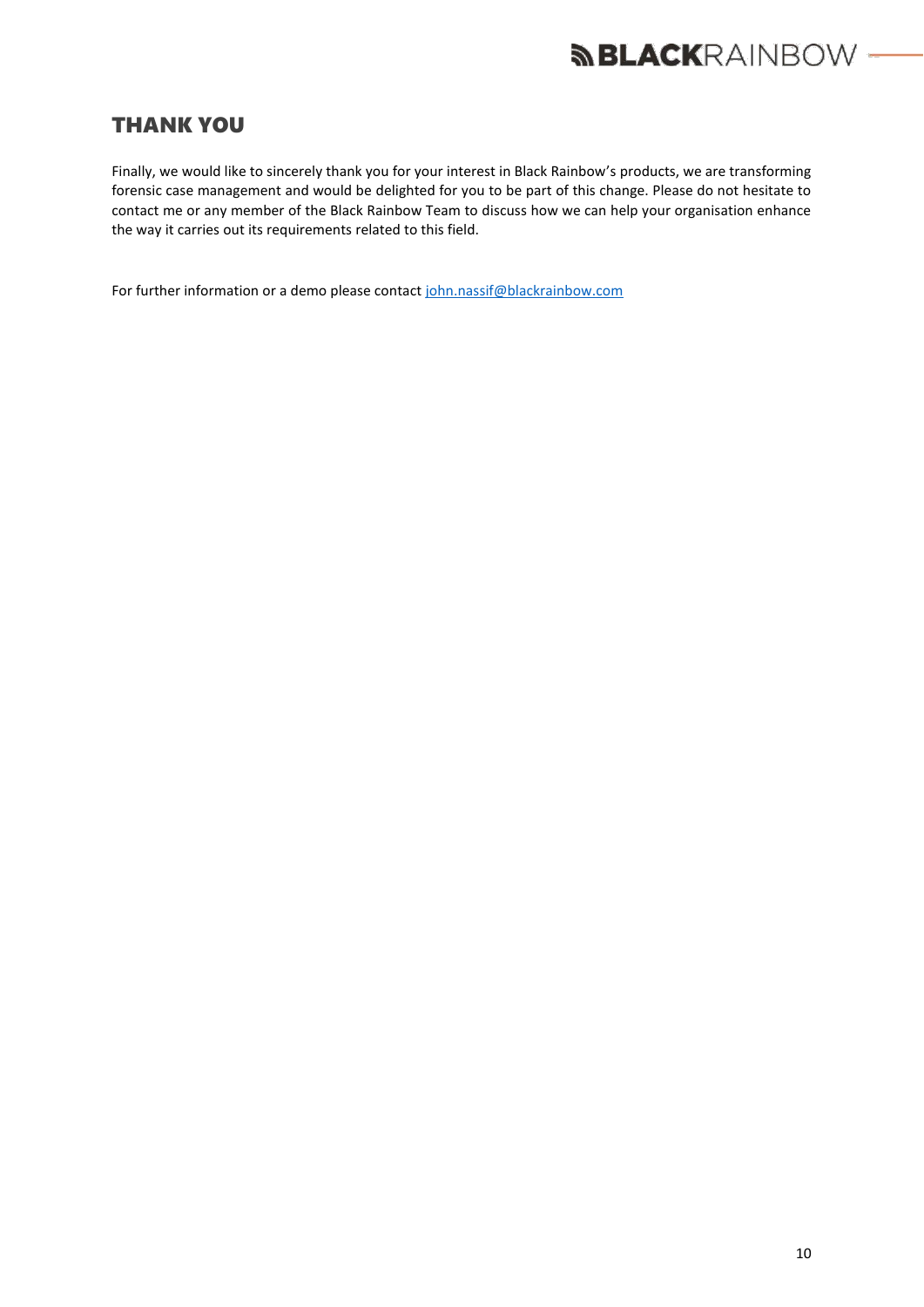## THANK YOU

Finally, we would like to sincerely thank you for your interest in Black Rainbow's products, we are transforming forensic case management and would be delighted for you to be part of this change. Please do not hesitate to contact me or any member of the Black Rainbow Team to discuss how we can help your organisation enhance the way it carries out its requirements related to this field.

For further information or a demo please contact john.nassif@blackrainbow.com